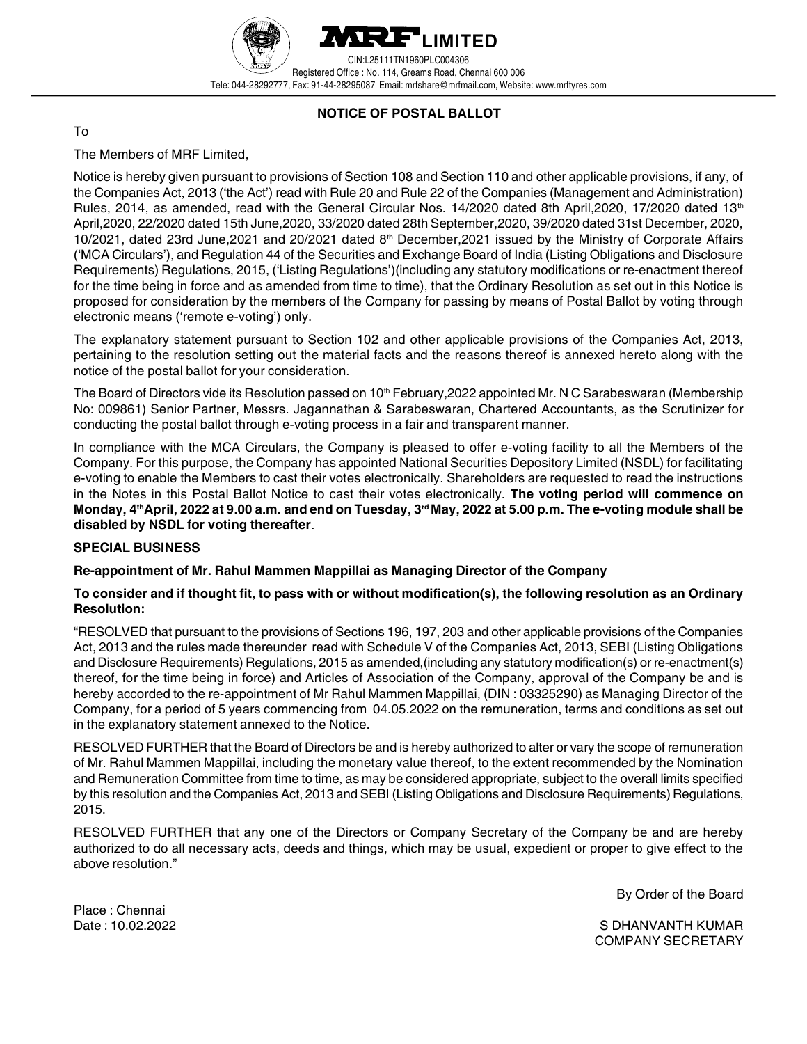# MRF LIMITED

CIN:L25111TN1960PLC004306

Registered Office : No. 114, Greams Road, Chennai 600 006

Tele: 044-28292777, Fax: 91-44-28295087 Email: mrfshare@mrfmail.com, Website: www.mrftyres.com

## NOTICE OF POSTAL BALLOT

To

The Members of MRF Limited,

Notice is hereby given pursuant to provisions of Section 108 and Section 110 and other applicable provisions, if any, of the Companies Act, 2013 ('the Act') read with Rule 20 and Rule 22 of the Companies (Management and Administration) Rules, 2014, as amended, read with the General Circular Nos. 14/2020 dated 8th April,2020, 17/2020 dated 13th April,2020, 22/2020 dated 15th June,2020, 33/2020 dated 28th September,2020, 39/2020 dated 31st December, 2020, 10/2021, dated 23rd June,2021 and 20/2021 dated 8th December,2021 issued by the Ministry of Corporate Affairs ('MCA Circulars'), and Regulation 44 of the Securities and Exchange Board of India (Listing Obligations and Disclosure Requirements) Regulations, 2015, ('Listing Regulations')(including any statutory modifications or re-enactment thereof for the time being in force and as amended from time to time), that the Ordinary Resolution as set out in this Notice is proposed for consideration by the members of the Company for passing by means of Postal Ballot by voting through electronic means ('remote e-voting') only.

The explanatory statement pursuant to Section 102 and other applicable provisions of the Companies Act, 2013, pertaining to the resolution setting out the material facts and the reasons thereof is annexed hereto along with the notice of the postal ballot for your consideration.

The Board of Directors vide its Resolution passed on 10th February,2022 appointed Mr. N C Sarabeswaran (Membership No: 009861) Senior Partner, Messrs. Jagannathan & Sarabeswaran, Chartered Accountants, as the Scrutinizer for conducting the postal ballot through e-voting process in a fair and transparent manner.

In compliance with the MCA Circulars, the Company is pleased to offer e-voting facility to all the Members of the Company. For this purpose, the Company has appointed National Securities Depository Limited (NSDL) for facilitating e-voting to enable the Members to cast their votes electronically. Shareholders are requested to read the instructions in the Notes in this Postal Ballot Notice to cast their votes electronically. **The voting period will commence on Monday, 4th April, 2022 at 9.00 a.m. and end on Tuesday, 3rd May, 2022 at 5.00 p.m. The e-voting module shall be disabled by NSDL for voting thereafter**.

### SPECIAL BUSINESS

**Re-appointment of Mr. Rahul Mammen Mappillai as Managing Director of the Company**

**To consider and if thought fit, to pass with or without modification(s), the following resolution as an Ordinary Resolution:**

"RESOLVED that pursuant to the provisions of Sections 196, 197, 203 and other applicable provisions of the Companies Act, 2013 and the rules made thereunder read with Schedule V of the Companies Act, 2013, SEBI (Listing Obligations and Disclosure Requirements) Regulations, 2015 as amended,(including any statutory modification(s) or re-enactment(s) thereof, for the time being in force) and Articles of Association of the Company, approval of the Company be and is hereby accorded to the re-appointment of Mr Rahul Mammen Mappillai, (DIN : 03325290) as Managing Director of the Company, for a period of 5 years commencing from 04.05.2022 on the remuneration, terms and conditions as set out in the explanatory statement annexed to the Notice.

RESOLVED FURTHER that the Board of Directors be and is hereby authorized to alter or vary the scope of remuneration of Mr. Rahul Mammen Mappillai, including the monetary value thereof, to the extent recommended by the Nomination and Remuneration Committee from time to time, as may be considered appropriate, subject to the overall limits specified by this resolution and the Companies Act, 2013 and SEBI (Listing Obligations and Disclosure Requirements) Regulations, 2015.

RESOLVED FURTHER that any one of the Directors or Company Secretary of the Company be and are hereby authorized to do all necessary acts, deeds and things, which may be usual, expedient or proper to give effect to the above resolution."

By Order of the Board

Place : Chennai
Date : 10.02.2022

S DHANVANTH KUMAR
COMPANY SECRETARY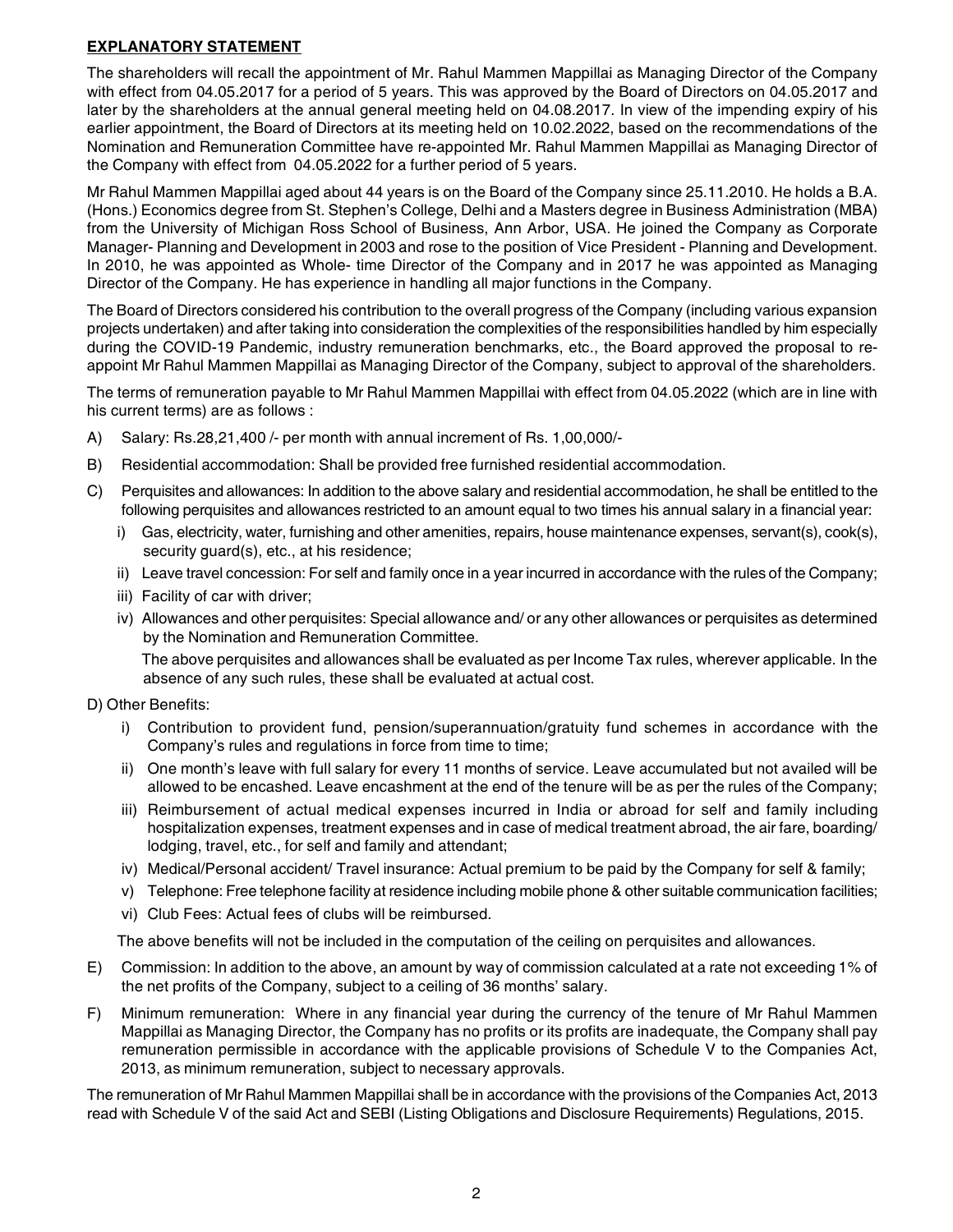## EXPLANATORY STATEMENT

The shareholders will recall the appointment of Mr. Rahul Mammen Mappillai as Managing Director of the Company with effect from 04.05.2017 for a period of 5 years. This was approved by the Board of Directors on 04.05.2017 and later by the shareholders at the annual general meeting held on 04.08.2017. In view of the impending expiry of his earlier appointment, the Board of Directors at its meeting held on 10.02.2022, based on the recommendations of the Nomination and Remuneration Committee have re-appointed Mr. Rahul Mammen Mappillai as Managing Director of the Company with effect from 04.05.2022 for a further period of 5 years.

Mr Rahul Mammen Mappillai aged about 44 years is on the Board of the Company since 25.11.2010. He holds a B.A. (Hons.) Economics degree from St. Stephen's College, Delhi and a Masters degree in Business Administration (MBA) from the University of Michigan Ross School of Business, Ann Arbor, USA. He joined the Company as Corporate Manager- Planning and Development in 2003 and rose to the position of Vice President - Planning and Development. In 2010, he was appointed as Whole- time Director of the Company and in 2017 he was appointed as Managing Director of the Company. He has experience in handling all major functions in the Company.

The Board of Directors considered his contribution to the overall progress of the Company (including various expansion projects undertaken) and after taking into consideration the complexities of the responsibilities handled by him especially during the COVID-19 Pandemic, industry remuneration benchmarks, etc., the Board approved the proposal to re-appoint Mr Rahul Mammen Mappillai as Managing Director of the Company, subject to approval of the shareholders.

The terms of remuneration payable to Mr Rahul Mammen Mappillai with effect from 04.05.2022 (which are in line with his current terms) are as follows :

A) Salary: Rs.28,21,400 /- per month with annual increment of Rs. 1,00,000/-

B) Residential accommodation: Shall be provided free furnished residential accommodation.

C) Perquisites and allowances: In addition to the above salary and residential accommodation, he shall be entitled to the following perquisites and allowances restricted to an amount equal to two times his annual salary in a financial year:

   i) Gas, electricity, water, furnishing and other amenities, repairs, house maintenance expenses, servant(s), cook(s), security guard(s), etc., at his residence;

   ii) Leave travel concession: For self and family once in a year incurred in accordance with the rules of the Company;

   iii) Facility of car with driver;

   iv) Allowances and other perquisites: Special allowance and/ or any other allowances or perquisites as determined by the Nomination and Remuneration Committee.

   The above perquisites and allowances shall be evaluated as per Income Tax rules, wherever applicable. In the absence of any such rules, these shall be evaluated at actual cost.

D) Other Benefits:

   i) Contribution to provident fund, pension/superannuation/gratuity fund schemes in accordance with the Company's rules and regulations in force from time to time;

   ii) One month's leave with full salary for every 11 months of service. Leave accumulated but not availed will be allowed to be encashed. Leave encashment at the end of the tenure will be as per the rules of the Company;

   iii) Reimbursement of actual medical expenses incurred in India or abroad for self and family including hospitalization expenses, treatment expenses and in case of medical treatment abroad, the air fare, boarding/ lodging, travel, etc., for self and family and attendant;

   iv) Medical/Personal accident/ Travel insurance: Actual premium to be paid by the Company for self & family;

   v) Telephone: Free telephone facility at residence including mobile phone & other suitable communication facilities;

   vi) Club Fees: Actual fees of clubs will be reimbursed.

   The above benefits will not be included in the computation of the ceiling on perquisites and allowances.

E) Commission: In addition to the above, an amount by way of commission calculated at a rate not exceeding 1% of the net profits of the Company, subject to a ceiling of 36 months' salary.

F) Minimum remuneration: Where in any financial year during the currency of the tenure of Mr Rahul Mammen Mappillai as Managing Director, the Company has no profits or its profits are inadequate, the Company shall pay remuneration permissible in accordance with the applicable provisions of Schedule V to the Companies Act, 2013, as minimum remuneration, subject to necessary approvals.

The remuneration of Mr Rahul Mammen Mappillai shall be in accordance with the provisions of the Companies Act, 2013 read with Schedule V of the said Act and SEBI (Listing Obligations and Disclosure Requirements) Regulations, 2015.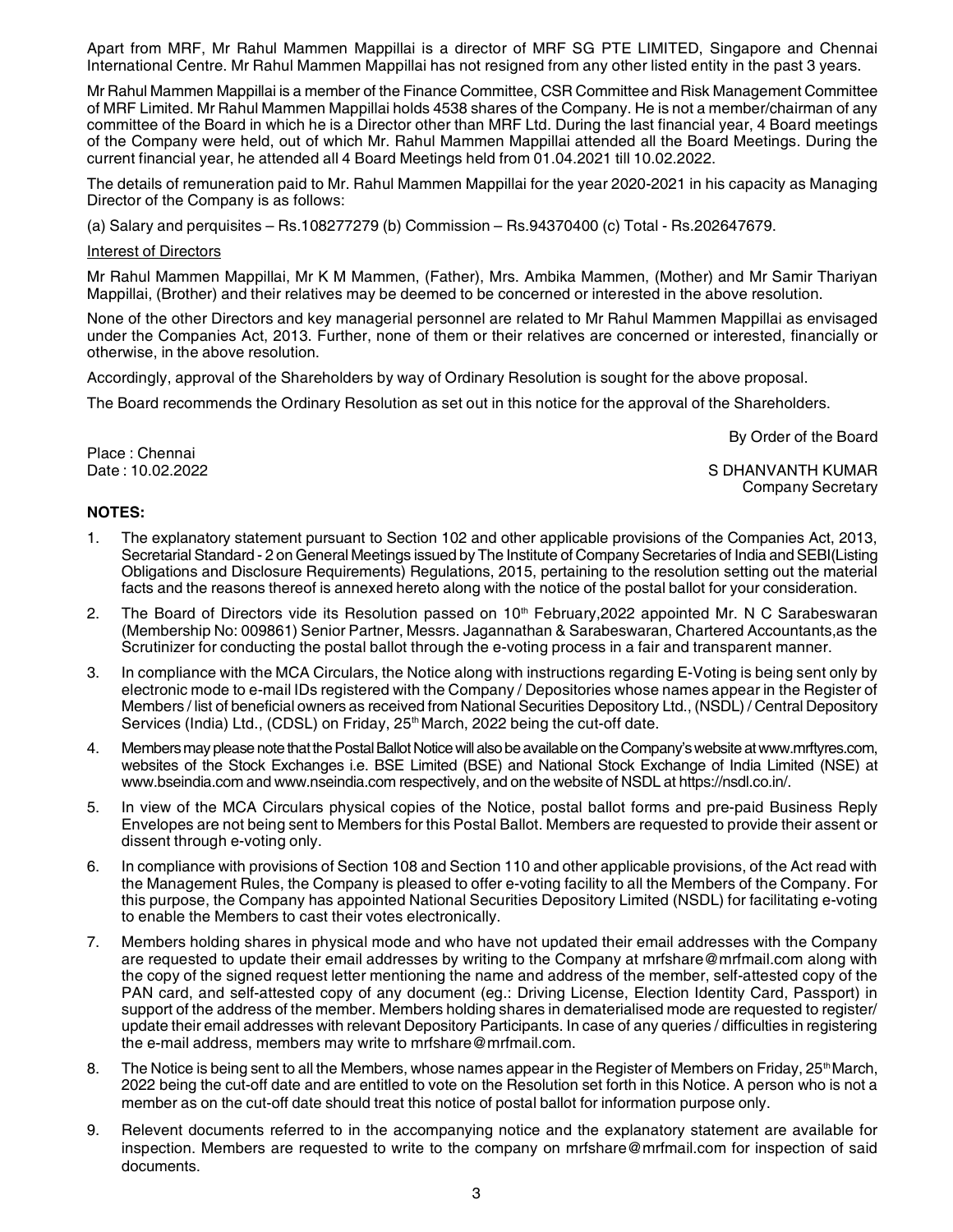Apart from MRF, Mr Rahul Mammen Mappillai is a director of MRF SG PTE LIMITED, Singapore and Chennai International Centre. Mr Rahul Mammen Mappillai has not resigned from any other listed entity in the past 3 years.

Mr Rahul Mammen Mappillai is a member of the Finance Committee, CSR Committee and Risk Management Committee of MRF Limited. Mr Rahul Mammen Mappillai holds 4538 shares of the Company. He is not a member/chairman of any committee of the Board in which he is a Director other than MRF Ltd. During the last financial year, 4 Board meetings of the Company were held, out of which Mr. Rahul Mammen Mappillai attended all the Board Meetings. During the current financial year, he attended all 4 Board Meetings held from 01.04.2021 till 10.02.2022.

The details of remuneration paid to Mr. Rahul Mammen Mappillai for the year 2020-2021 in his capacity as Managing Director of the Company is as follows:

(a) Salary and perquisites – Rs.108277279 (b) Commission – Rs.94370400 (c) Total - Rs.202647679.

Interest of Directors

Mr Rahul Mammen Mappillai, Mr K M Mammen, (Father), Mrs. Ambika Mammen, (Mother) and Mr Samir Thariyan Mappillai, (Brother) and their relatives may be deemed to be concerned or interested in the above resolution.

None of the other Directors and key managerial personnel are related to Mr Rahul Mammen Mappillai as envisaged under the Companies Act, 2013. Further, none of them or their relatives are concerned or interested, financially or otherwise, in the above resolution.

Accordingly, approval of the Shareholders by way of Ordinary Resolution is sought for the above proposal.

The Board recommends the Ordinary Resolution as set out in this notice for the approval of the Shareholders.

By Order of the Board

Place : Chennai
Date : 10.02.2022

S DHANVANTH KUMAR
Company Secretary

**NOTES:**

1. The explanatory statement pursuant to Section 102 and other applicable provisions of the Companies Act, 2013, Secretarial Standard - 2 on General Meetings issued by The Institute of Company Secretaries of India and SEBI(Listing Obligations and Disclosure Requirements) Regulations, 2015, pertaining to the resolution setting out the material facts and the reasons thereof is annexed hereto along with the notice of the postal ballot for your consideration.
2. The Board of Directors vide its Resolution passed on 10th February,2022 appointed Mr. N C Sarabeswaran (Membership No: 009861) Senior Partner, Messrs. Jagannathan & Sarabeswaran, Chartered Accountants,as the Scrutinizer for conducting the postal ballot through the e-voting process in a fair and transparent manner.
3. In compliance with the MCA Circulars, the Notice along with instructions regarding E-Voting is being sent only by electronic mode to e-mail IDs registered with the Company / Depositories whose names appear in the Register of Members / list of beneficial owners as received from National Securities Depository Ltd., (NSDL) / Central Depository Services (India) Ltd., (CDSL) on Friday, 25th March, 2022 being the cut-off date.
4. Members may please note that the Postal Ballot Notice will also be available on the Company's website at www.mrftyres.com, websites of the Stock Exchanges i.e. BSE Limited (BSE) and National Stock Exchange of India Limited (NSE) at www.bseindia.com and www.nseindia.com respectively, and on the website of NSDL at https://nsdl.co.in/.
5. In view of the MCA Circulars physical copies of the Notice, postal ballot forms and pre-paid Business Reply Envelopes are not being sent to Members for this Postal Ballot. Members are requested to provide their assent or dissent through e-voting only.
6. In compliance with provisions of Section 108 and Section 110 and other applicable provisions, of the Act read with the Management Rules, the Company is pleased to offer e-voting facility to all the Members of the Company. For this purpose, the Company has appointed National Securities Depository Limited (NSDL) for facilitating e-voting to enable the Members to cast their votes electronically.
7. Members holding shares in physical mode and who have not updated their email addresses with the Company are requested to update their email addresses by writing to the Company at mrfshare@mrfmail.com along with the copy of the signed request letter mentioning the name and address of the member, self-attested copy of the PAN card, and self-attested copy of any document (eg.: Driving License, Election Identity Card, Passport) in support of the address of the member. Members holding shares in dematerialised mode are requested to register/ update their email addresses with relevant Depository Participants. In case of any queries / difficulties in registering the e-mail address, members may write to mrfshare@mrfmail.com.
8. The Notice is being sent to all the Members, whose names appear in the Register of Members on Friday, 25th March, 2022 being the cut-off date and are entitled to vote on the Resolution set forth in this Notice. A person who is not a member as on the cut-off date should treat this notice of postal ballot for information purpose only.
9. Relevent documents referred to in the accompanying notice and the explanatory statement are available for inspection. Members are requested to write to the company on mrfshare@mrfmail.com for inspection of said documents.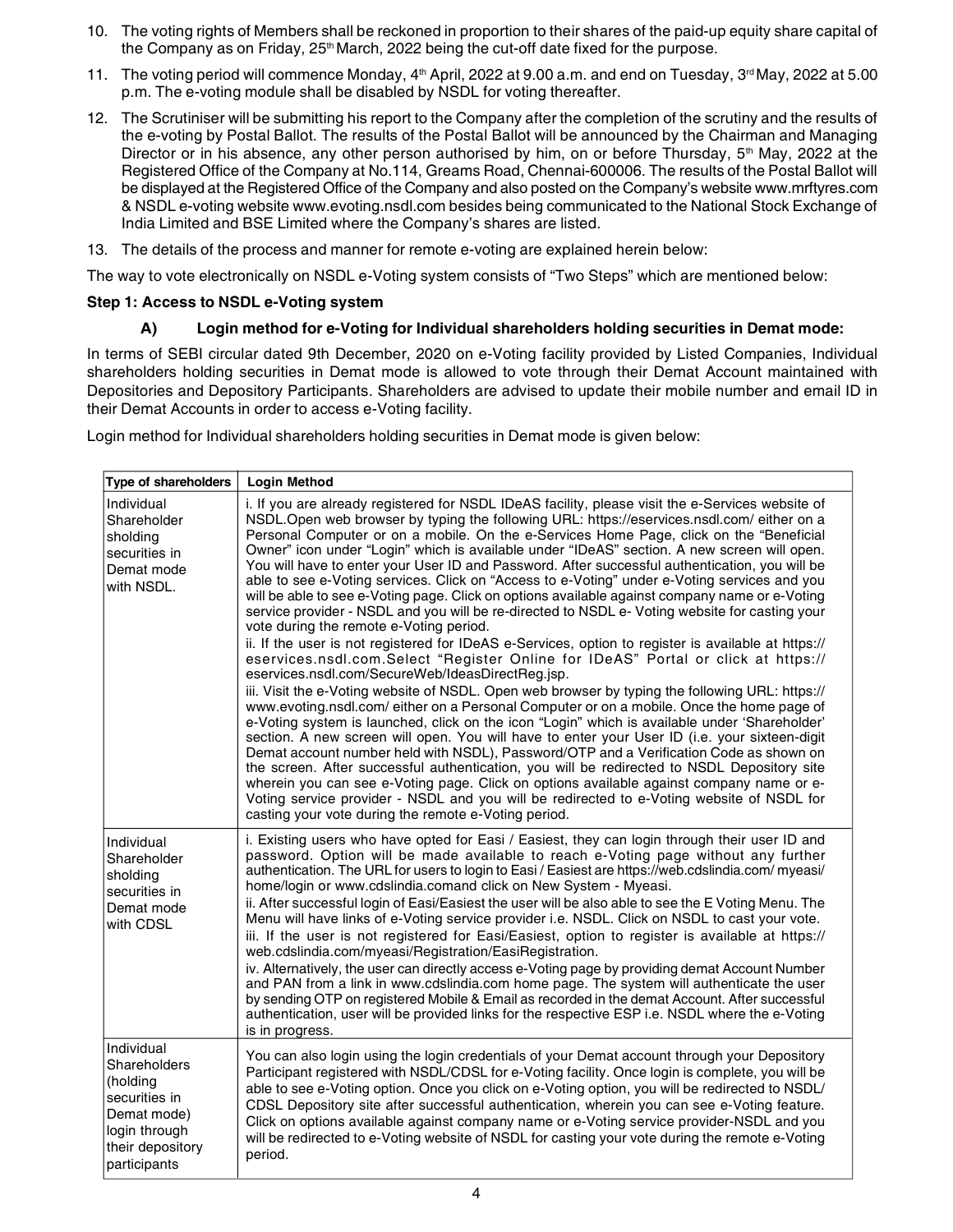10. The voting rights of Members shall be reckoned in proportion to their shares of the paid-up equity share capital of the Company as on Friday, 25th March, 2022 being the cut-off date fixed for the purpose.

11. The voting period will commence Monday, 4th April, 2022 at 9.00 a.m. and end on Tuesday, 3rd May, 2022 at 5.00 p.m. The e-voting module shall be disabled by NSDL for voting thereafter.

12. The Scrutiniser will be submitting his report to the Company after the completion of the scrutiny and the results of the e-voting by Postal Ballot. The results of the Postal Ballot will be announced by the Chairman and Managing Director or in his absence, any other person authorised by him, on or before Thursday, 5th May, 2022 at the Registered Office of the Company at No.114, Greams Road, Chennai-600006. The results of the Postal Ballot will be displayed at the Registered Office of the Company and also posted on the Company's website www.mrftyres.com & NSDL e-voting website www.evoting.nsdl.com besides being communicated to the National Stock Exchange of India Limited and BSE Limited where the Company's shares are listed.

13. The details of the process and manner for remote e-voting are explained herein below:

The way to vote electronically on NSDL e-Voting system consists of "Two Steps" which are mentioned below:

**Step 1: Access to NSDL e-Voting system**

**A) Login method for e-Voting for Individual shareholders holding securities in Demat mode:**

In terms of SEBI circular dated 9th December, 2020 on e-Voting facility provided by Listed Companies, Individual shareholders holding securities in Demat mode is allowed to vote through their Demat Account maintained with Depositories and Depository Participants. Shareholders are advised to update their mobile number and email ID in their Demat Accounts in order to access e-Voting facility.

Login method for Individual shareholders holding securities in Demat mode is given below:

| Type of shareholders | Login Method |
|---|---|
| Individual Shareholder sholding securities in Demat mode with NSDL. | i. If you are already registered for NSDL IDeAS facility, please visit the e-Services website of NSDL.Open web browser by typing the following URL: https://eservices.nsdl.com/ either on a Personal Computer or on a mobile. On the e-Services Home Page, click on the "Beneficial Owner" icon under "Login" which is available under "IDeAS" section. A new screen will open. You will have to enter your User ID and Password. After successful authentication, you will be able to see e-Voting services. Click on "Access to e-Voting" under e-Voting services and you will be able to see e-Voting page. Click on options available against company name or e-Voting service provider - NSDL and you will be re-directed to NSDL e- Voting website for casting your vote during the remote e-Voting period.<br>ii. If the user is not registered for IDeAS e-Services, option to register is available at https:// eservices.nsdl.com.Select "Register Online for IDeAS" Portal or click at https:// eservices.nsdl.com/SecureWeb/IdeasDirectReg.jsp.<br>iii. Visit the e-Voting website of NSDL. Open web browser by typing the following URL: https:// www.evoting.nsdl.com/ either on a Personal Computer or on a mobile. Once the home page of e-Voting system is launched, click on the icon "Login" which is available under 'Shareholder' section. A new screen will open. You will have to enter your User ID (i.e. your sixteen-digit Demat account number held with NSDL), Password/OTP and a Verification Code as shown on the screen. After successful authentication, you will be redirected to NSDL Depository site wherein you can see e-Voting page. Click on options available against company name or e-Voting service provider - NSDL and you will be redirected to e-Voting website of NSDL for casting your vote during the remote e-Voting period. |
| Individual Shareholder sholding securities in Demat mode with CDSL | i. Existing users who have opted for Easi / Easiest, they can login through their user ID and password. Option will be made available to reach e-Voting page without any further authentication. The URL for users to login to Easi / Easiest are https://web.cdslindia.com/ myeasi/ home/login or www.cdslindia.comand click on New System - Myeasi.<br>ii. After successful login of Easi/Easiest the user will be also able to see the E Voting Menu. The Menu will have links of e-Voting service provider i.e. NSDL. Click on NSDL to cast your vote.<br>iii. If the user is not registered for Easi/Easiest, option to register is available at https:// web.cdslindia.com/myeasi/Registration/EasiRegistration.<br>iv. Alternatively, the user can directly access e-Voting page by providing demat Account Number and PAN from a link in www.cdslindia.com home page. The system will authenticate the user by sending OTP on registered Mobile & Email as recorded in the demat Account. After successful authentication, user will be provided links for the respective ESP i.e. NSDL where the e-Voting is in progress. |
| Individual Shareholders (holding securities in Demat mode) login through their depository participants | You can also login using the login credentials of your Demat account through your Depository Participant registered with NSDL/CDSL for e-Voting facility. Once login is complete, you will be able to see e-Voting option. Once you click on e-Voting option, you will be redirected to NSDL/ CDSL Depository site after successful authentication, wherein you can see e-Voting feature. Click on options available against company name or e-Voting service provider-NSDL and you will be redirected to e-Voting website of NSDL for casting your vote during the remote e-Voting period. |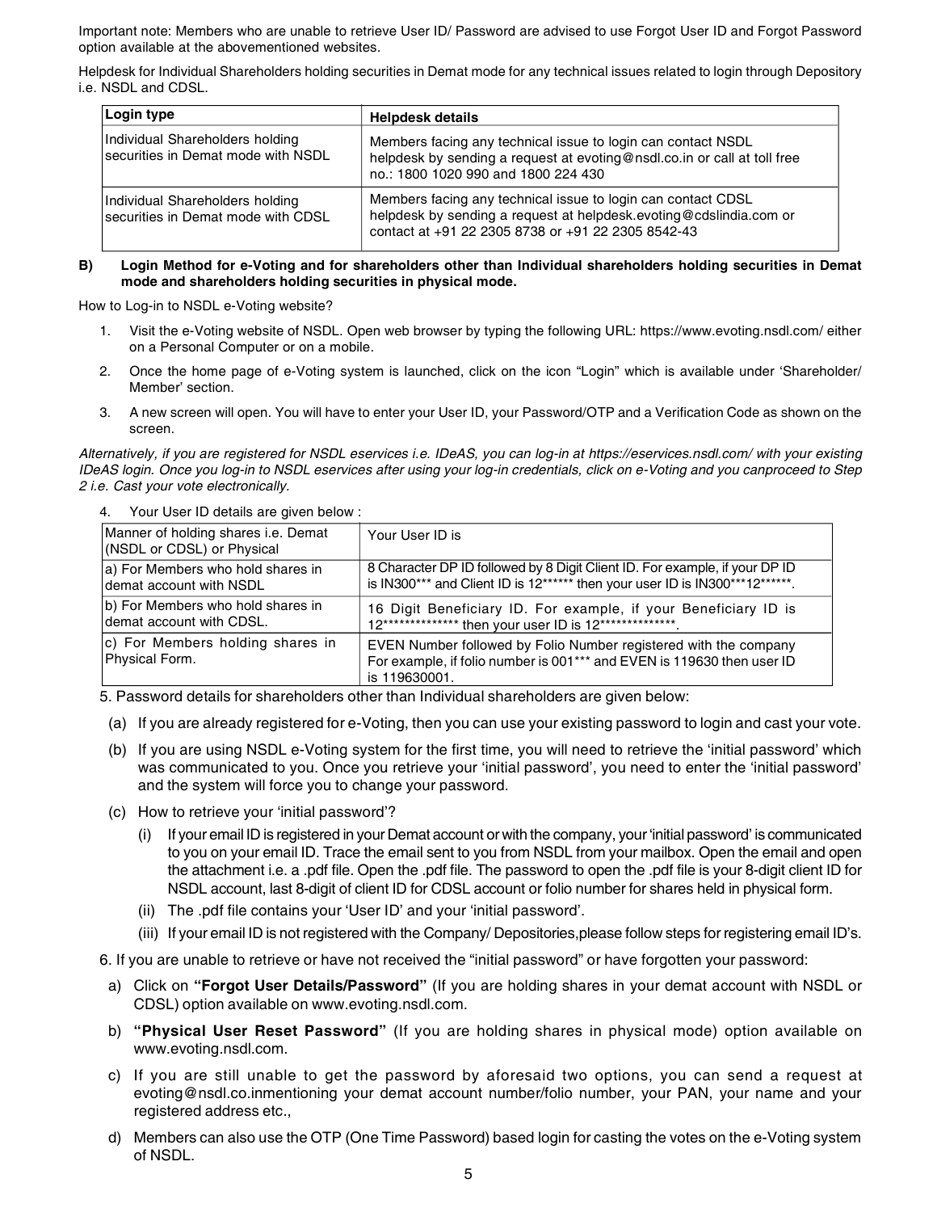Important note: Members who are unable to retrieve User ID/ Password are advised to use Forgot User ID and Forgot Password option available at the abovementioned websites.

Helpdesk for Individual Shareholders holding securities in Demat mode for any technical issues related to login through Depository i.e. NSDL and CDSL.

| Login type | Helpdesk details |
|---|---|
| Individual Shareholders holding securities in Demat mode with NSDL | Members facing any technical issue to login can contact NSDL helpdesk by sending a request at evoting@nsdl.co.in or call at toll free no.: 1800 1020 990 and 1800 224 430 |
| Individual Shareholders holding securities in Demat mode with CDSL | Members facing any technical issue to login can contact CDSL helpdesk by sending a request at helpdesk.evoting@cdslindia.com or contact at +91 22 2305 8738 or +91 22 2305 8542-43 |

**B) Login Method for e-Voting and for shareholders other than Individual shareholders holding securities in Demat mode and shareholders holding securities in physical mode.**

How to Log-in to NSDL e-Voting website?

1. Visit the e-Voting website of NSDL. Open web browser by typing the following URL: https://www.evoting.nsdl.com/ either on a Personal Computer or on a mobile.
2. Once the home page of e-Voting system is launched, click on the icon "Login" which is available under 'Shareholder/ Member' section.
3. A new screen will open. You will have to enter your User ID, your Password/OTP and a Verification Code as shown on the screen.

*Alternatively, if you are registered for NSDL eservices i.e. IDeAS, you can log-in at https://eservices.nsdl.com/ with your existing IDeAS login. Once you log-in to NSDL eservices after using your log-in credentials, click on e-Voting and you canproceed to Step 2 i.e. Cast your vote electronically.*

4. Your User ID details are given below :

| Manner of holding shares i.e. Demat (NSDL or CDSL) or Physical | Your User ID is |
|---|---|
| a) For Members who hold shares in demat account with NSDL | 8 Character DP ID followed by 8 Digit Client ID. For example, if your DP ID is IN300*** and Client ID is 12****** then your user ID is IN300***12******. |
| b) For Members who hold shares in demat account with CDSL. | 16 Digit Beneficiary ID. For example, if your Beneficiary ID is 12************** then your user ID is 12**************. |
| c) For Members holding shares in Physical Form. | EVEN Number followed by Folio Number registered with the company For example, if folio number is 001*** and EVEN is 119630 then user ID is 119630001. |

5. Password details for shareholders other than Individual shareholders are given below:

   (a) If you are already registered for e-Voting, then you can use your existing password to login and cast your vote.

   (b) If you are using NSDL e-Voting system for the first time, you will need to retrieve the 'initial password' which was communicated to you. Once you retrieve your 'initial password', you need to enter the 'initial password' and the system will force you to change your password.

   (c) How to retrieve your 'initial password'?

      (i) If your email ID is registered in your Demat account or with the company, your 'initial password' is communicated to you on your email ID. Trace the email sent to you from NSDL from your mailbox. Open the email and open the attachment i.e. a .pdf file. Open the .pdf file. The password to open the .pdf file is your 8-digit client ID for NSDL account, last 8-digit of client ID for CDSL account or folio number for shares held in physical form.

      (ii) The .pdf file contains your 'User ID' and your 'initial password'.

      (iii) If your email ID is not registered with the Company/ Depositories,please follow steps for registering email ID's.

6. If you are unable to retrieve or have not received the "initial password" or have forgotten your password:

   a) Click on **"Forgot User Details/Password"** (If you are holding shares in your demat account with NSDL or CDSL) option available on www.evoting.nsdl.com.

   b) **"Physical User Reset Password"** (If you are holding shares in physical mode) option available on www.evoting.nsdl.com.

   c) If you are still unable to get the password by aforesaid two options, you can send a request at evoting@nsdl.co.inmentioning your demat account number/folio number, your PAN, your name and your registered address etc.,

   d) Members can also use the OTP (One Time Password) based login for casting the votes on the e-Voting system of NSDL.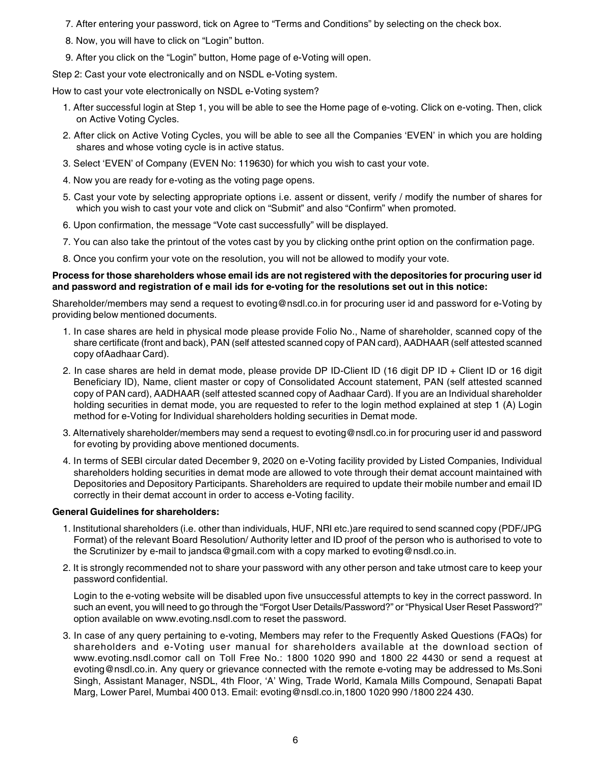7. After entering your password, tick on Agree to "Terms and Conditions" by selecting on the check box.
8. Now, you will have to click on "Login" button.
9. After you click on the "Login" button, Home page of e-Voting will open.

Step 2: Cast your vote electronically and on NSDL e-Voting system.

How to cast your vote electronically on NSDL e-Voting system?

1. After successful login at Step 1, you will be able to see the Home page of e-voting. Click on e-voting. Then, click on Active Voting Cycles.
2. After click on Active Voting Cycles, you will be able to see all the Companies 'EVEN' in which you are holding shares and whose voting cycle is in active status.
3. Select 'EVEN' of Company (EVEN No: 119630) for which you wish to cast your vote.
4. Now you are ready for e-voting as the voting page opens.
5. Cast your vote by selecting appropriate options i.e. assent or dissent, verify / modify the number of shares for which you wish to cast your vote and click on "Submit" and also "Confirm" when promoted.
6. Upon confirmation, the message "Vote cast successfully" will be displayed.
7. You can also take the printout of the votes cast by you by clicking onthe print option on the confirmation page.
8. Once you confirm your vote on the resolution, you will not be allowed to modify your vote.

**Process for those shareholders whose email ids are not registered with the depositories for procuring user id and password and registration of e mail ids for e-voting for the resolutions set out in this notice:**

Shareholder/members may send a request to evoting@nsdl.co.in for procuring user id and password for e-Voting by providing below mentioned documents.

1. In case shares are held in physical mode please provide Folio No., Name of shareholder, scanned copy of the share certificate (front and back), PAN (self attested scanned copy of PAN card), AADHAAR (self attested scanned copy ofAadhaar Card).
2. In case shares are held in demat mode, please provide DP ID-Client ID (16 digit DP ID + Client ID or 16 digit Beneficiary ID), Name, client master or copy of Consolidated Account statement, PAN (self attested scanned copy of PAN card), AADHAAR (self attested scanned copy of Aadhaar Card). If you are an Individual shareholder holding securities in demat mode, you are requested to refer to the login method explained at step 1 (A) Login method for e-Voting for Individual shareholders holding securities in Demat mode.
3. Alternatively shareholder/members may send a request to evoting@nsdl.co.in for procuring user id and password for evoting by providing above mentioned documents.
4. In terms of SEBI circular dated December 9, 2020 on e-Voting facility provided by Listed Companies, Individual shareholders holding securities in demat mode are allowed to vote through their demat account maintained with Depositories and Depository Participants. Shareholders are required to update their mobile number and email ID correctly in their demat account in order to access e-Voting facility.

**General Guidelines for shareholders:**

1. Institutional shareholders (i.e. other than individuals, HUF, NRI etc.)are required to send scanned copy (PDF/JPG Format) of the relevant Board Resolution/ Authority letter and ID proof of the person who is authorised to vote to the Scrutinizer by e-mail to jandsca@gmail.com with a copy marked to evoting@nsdl.co.in.
2. It is strongly recommended not to share your password with any other person and take utmost care to keep your password confidential.

   Login to the e-voting website will be disabled upon five unsuccessful attempts to key in the correct password. In such an event, you will need to go through the "Forgot User Details/Password?" or "Physical User Reset Password?" option available on www.evoting.nsdl.com to reset the password.
3. In case of any query pertaining to e-voting, Members may refer to the Frequently Asked Questions (FAQs) for shareholders and e-Voting user manual for shareholders available at the download section of www.evoting.nsdl.comor call on Toll Free No.: 1800 1020 990 and 1800 22 4430 or send a request at evoting@nsdl.co.in. Any query or grievance connected with the remote e-voting may be addressed to Ms.Soni Singh, Assistant Manager, NSDL, 4th Floor, 'A' Wing, Trade World, Kamala Mills Compound, Senapati Bapat Marg, Lower Parel, Mumbai 400 013. Email: evoting@nsdl.co.in,1800 1020 990 /1800 224 430.